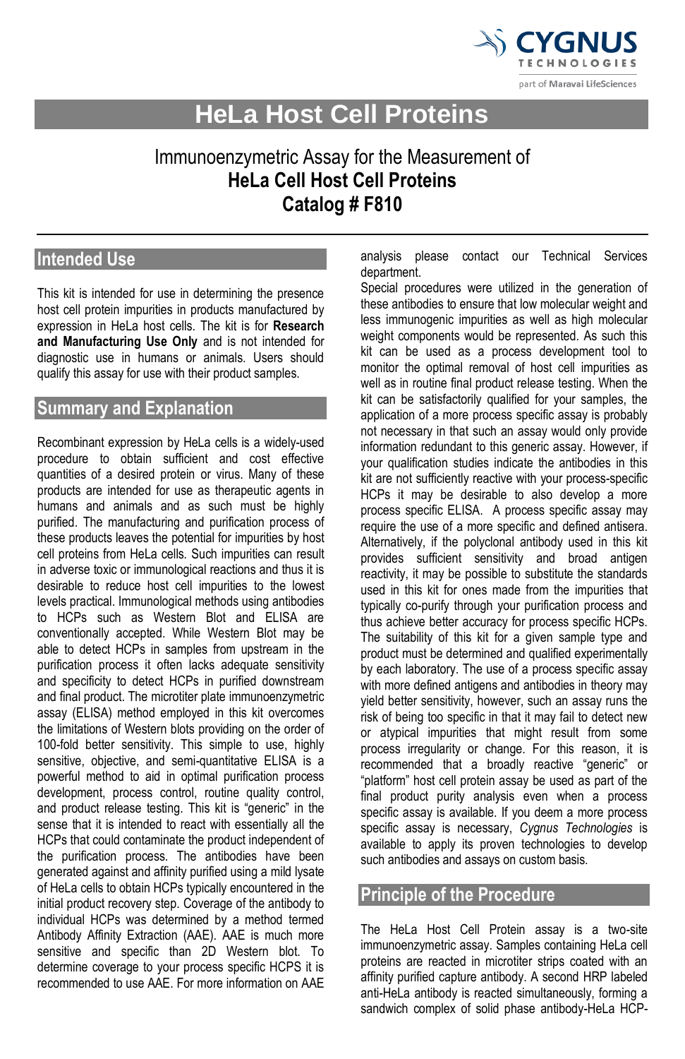# HeLa Host Cell Proteins

Immunoenzymetric Assay for the Measurement of
**HeLa Cell Host Cell Proteins**
**Catalog # F810**

## Intended Use

This kit is intended for use in determining the presence host cell protein impurities in products manufactured by expression in HeLa host cells. The kit is for **Research and Manufacturing Use Only** and is not intended for diagnostic use in humans or animals. Users should qualify this assay for use with their product samples.

## Summary and Explanation

Recombinant expression by HeLa cells is a widely-used procedure to obtain sufficient and cost effective quantities of a desired protein or virus. Many of these products are intended for use as therapeutic agents in humans and animals and as such must be highly purified. The manufacturing and purification process of these products leaves the potential for impurities by host cell proteins from HeLa cells. Such impurities can result in adverse toxic or immunological reactions and thus it is desirable to reduce host cell impurities to the lowest levels practical. Immunological methods using antibodies to HCPs such as Western Blot and ELISA are conventionally accepted. While Western Blot may be able to detect HCPs in samples from upstream in the purification process it often lacks adequate sensitivity and specificity to detect HCPs in purified downstream and final product. The microtiter plate immunoenzymetric assay (ELISA) method employed in this kit overcomes the limitations of Western blots providing on the order of 100-fold better sensitivity. This simple to use, highly sensitive, objective, and semi-quantitative ELISA is a powerful method to aid in optimal purification process development, process control, routine quality control, and product release testing. This kit is "generic" in the sense that it is intended to react with essentially all the HCPs that could contaminate the product independent of the purification process. The antibodies have been generated against and affinity purified using a mild lysate of HeLa cells to obtain HCPs typically encountered in the initial product recovery step. Coverage of the antibody to individual HCPs was determined by a method termed Antibody Affinity Extraction (AAE). AAE is much more sensitive and specific than 2D Western blot. To determine coverage to your process specific HCPS it is recommended to use AAE. For more information on AAE analysis please contact our Technical Services department.

Special procedures were utilized in the generation of these antibodies to ensure that low molecular weight and less immunogenic impurities as well as high molecular weight components would be represented. As such this kit can be used as a process development tool to monitor the optimal removal of host cell impurities as well as in routine final product release testing. When the kit can be satisfactorily qualified for your samples, the application of a more process specific assay is probably not necessary in that such an assay would only provide information redundant to this generic assay. However, if your qualification studies indicate the antibodies in this kit are not sufficiently reactive with your process-specific HCPs it may be desirable to also develop a more process specific ELISA. A process specific assay may require the use of a more specific and defined antisera. Alternatively, if the polyclonal antibody used in this kit provides sufficient sensitivity and broad antigen reactivity, it may be possible to substitute the standards used in this kit for ones made from the impurities that typically co-purify through your purification process and thus achieve better accuracy for process specific HCPs. The suitability of this kit for a given sample type and product must be determined and qualified experimentally by each laboratory. The use of a process specific assay with more defined antigens and antibodies in theory may yield better sensitivity, however, such an assay runs the risk of being too specific in that it may fail to detect new or atypical impurities that might result from some process irregularity or change. For this reason, it is recommended that a broadly reactive "generic" or "platform" host cell protein assay be used as part of the final product purity analysis even when a process specific assay is available. If you deem a more process specific assay is necessary, *Cygnus Technologies* is available to apply its proven technologies to develop such antibodies and assays on custom basis.

## Principle of the Procedure

The HeLa Host Cell Protein assay is a two-site immunoenzymetric assay. Samples containing HeLa cell proteins are reacted in microtiter strips coated with an affinity purified capture antibody. A second HRP labeled anti-HeLa antibody is reacted simultaneously, forming a sandwich complex of solid phase antibody-HeLa HCP-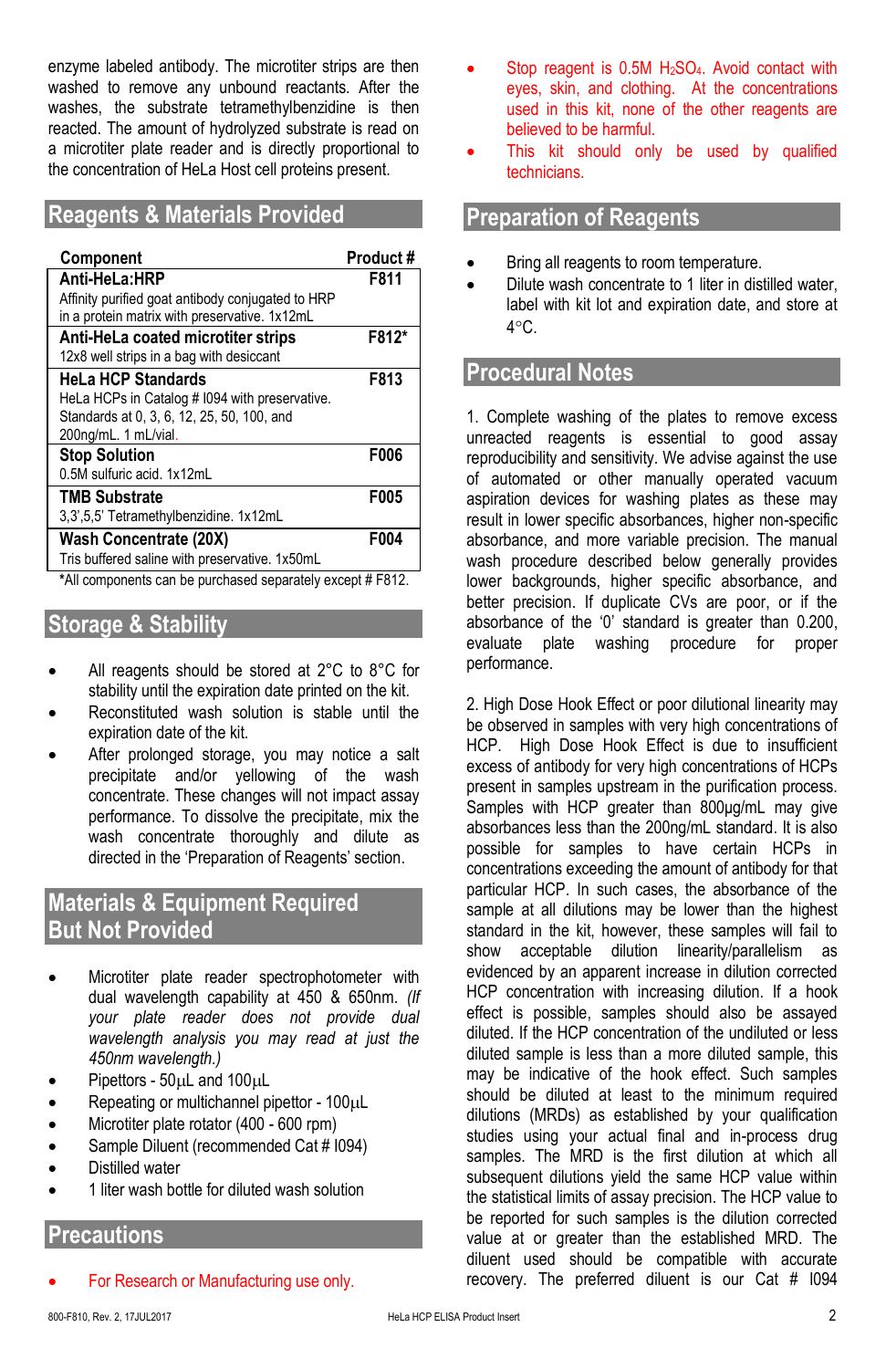enzyme labeled antibody. The microtiter strips are then washed to remove any unbound reactants. After the washes, the substrate tetramethylbenzidine is then reacted. The amount of hydrolyzed substrate is read on a microtiter plate reader and is directly proportional to the concentration of HeLa Host cell proteins present.

## Reagents & Materials Provided

| Component | Product # |
|---|---|
| **Anti-HeLa:HRP**<br>Affinity purified goat antibody conjugated to HRP in a protein matrix with preservative. 1x12mL | **F811** |
| **Anti-HeLa coated microtiter strips**<br>12x8 well strips in a bag with desiccant | **F812*** |
| **HeLa HCP Standards**<br>HeLa HCPs in Catalog # I094 with preservative. Standards at 0, 3, 6, 12, 25, 50, 100, and 200ng/mL. 1 mL/vial. | **F813** |
| **Stop Solution**<br>0.5M sulfuric acid. 1x12mL | **F006** |
| **TMB Substrate**<br>3,3',5,5' Tetramethylbenzidine. 1x12mL | **F005** |
| **Wash Concentrate (20X)**<br>Tris buffered saline with preservative. 1x50mL | **F004** |

*All components can be purchased separately except # F812.

## Storage & Stability

- All reagents should be stored at 2°C to 8°C for stability until the expiration date printed on the kit.
- Reconstituted wash solution is stable until the expiration date of the kit.
- After prolonged storage, you may notice a salt precipitate and/or yellowing of the wash concentrate. These changes will not impact assay performance. To dissolve the precipitate, mix the wash concentrate thoroughly and dilute as directed in the 'Preparation of Reagents' section.

## Materials & Equipment Required But Not Provided

- Microtiter plate reader spectrophotometer with dual wavelength capability at 450 & 650nm. *(If your plate reader does not provide dual wavelength analysis you may read at just the 450nm wavelength.)*
- Pipettors - 50µL and 100µL
- Repeating or multichannel pipettor - 100µL
- Microtiter plate rotator (400 - 600 rpm)
- Sample Diluent (recommended Cat # I094)
- Distilled water
- 1 liter wash bottle for diluted wash solution

## Precautions

- For Research or Manufacturing use only.
- Stop reagent is 0.5M $H_2SO_4$. Avoid contact with eyes, skin, and clothing. At the concentrations used in this kit, none of the other reagents are believed to be harmful.
- This kit should only be used by qualified technicians.

## Preparation of Reagents

- Bring all reagents to room temperature.
- Dilute wash concentrate to 1 liter in distilled water, label with kit lot and expiration date, and store at 4°C.

## Procedural Notes

1. Complete washing of the plates to remove excess unreacted reagents is essential to good assay reproducibility and sensitivity. We advise against the use of automated or other manually operated vacuum aspiration devices for washing plates as these may result in lower specific absorbances, higher non-specific absorbance, and more variable precision. The manual wash procedure described below generally provides lower backgrounds, higher specific absorbance, and better precision. If duplicate CVs are poor, or if the absorbance of the '0' standard is greater than 0.200, evaluate plate washing procedure for proper performance.

2. High Dose Hook Effect or poor dilutional linearity may be observed in samples with very high concentrations of HCP. High Dose Hook Effect is due to insufficient excess of antibody for very high concentrations of HCPs present in samples upstream in the purification process. Samples with HCP greater than 800µg/mL may give absorbances less than the 200ng/mL standard. It is also possible for samples to have certain HCPs in concentrations exceeding the amount of antibody for that particular HCP. In such cases, the absorbance of the sample at all dilutions may be lower than the highest standard in the kit, however, these samples will fail to show acceptable dilution linearity/parallelism as evidenced by an apparent increase in dilution corrected HCP concentration with increasing dilution. If a hook effect is possible, samples should also be assayed diluted. If the HCP concentration of the undiluted or less diluted sample is less than a more diluted sample, this may be indicative of the hook effect. Such samples should be diluted at least to the minimum required dilutions (MRDs) as established by your qualification studies using your actual final and in-process drug samples. The MRD is the first dilution at which all subsequent dilutions yield the same HCP value within the statistical limits of assay precision. The HCP value to be reported for such samples is the dilution corrected value at or greater than the established MRD. The diluent used should be compatible with accurate recovery. The preferred diluent is our Cat # I094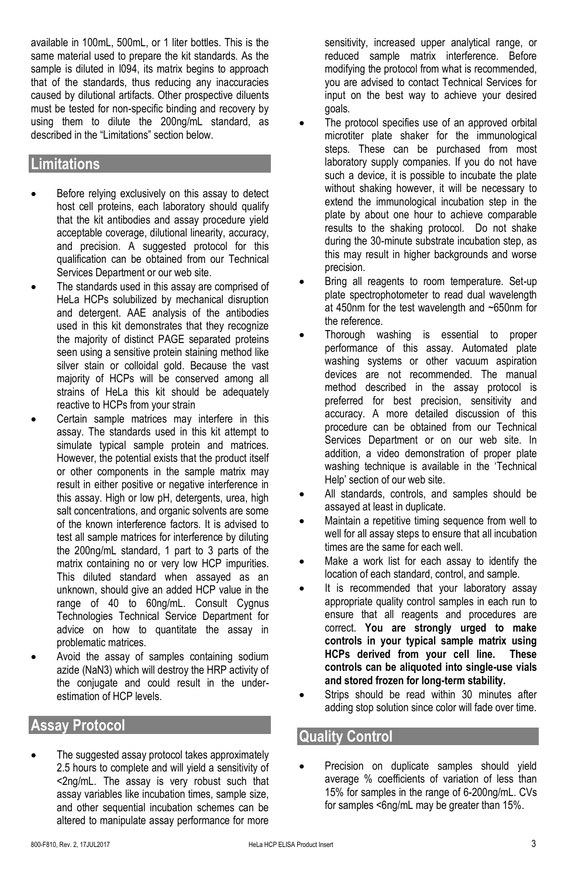available in 100mL, 500mL, or 1 liter bottles. This is the same material used to prepare the kit standards. As the sample is diluted in I094, its matrix begins to approach that of the standards, thus reducing any inaccuracies caused by dilutional artifacts. Other prospective diluents must be tested for non-specific binding and recovery by using them to dilute the 200ng/mL standard, as described in the "Limitations" section below.

## Limitations

- Before relying exclusively on this assay to detect host cell proteins, each laboratory should qualify that the kit antibodies and assay procedure yield acceptable coverage, dilutional linearity, accuracy, and precision. A suggested protocol for this qualification can be obtained from our Technical Services Department or our web site.
- The standards used in this assay are comprised of HeLa HCPs solubilized by mechanical disruption and detergent. AAE analysis of the antibodies used in this kit demonstrates that they recognize the majority of distinct PAGE separated proteins seen using a sensitive protein staining method like silver stain or colloidal gold. Because the vast majority of HCPs will be conserved among all strains of HeLa this kit should be adequately reactive to HCPs from your strain
- Certain sample matrices may interfere in this assay. The standards used in this kit attempt to simulate typical sample protein and matrices. However, the potential exists that the product itself or other components in the sample matrix may result in either positive or negative interference in this assay. High or low pH, detergents, urea, high salt concentrations, and organic solvents are some of the known interference factors. It is advised to test all sample matrices for interference by diluting the 200ng/mL standard, 1 part to 3 parts of the matrix containing no or very low HCP impurities. This diluted standard when assayed as an unknown, should give an added HCP value in the range of 40 to 60ng/mL. Consult Cygnus Technologies Technical Service Department for advice on how to quantitate the assay in problematic matrices.
- Avoid the assay of samples containing sodium azide ($NaN_3$) which will destroy the HRP activity of the conjugate and could result in the under-estimation of HCP levels.

## Assay Protocol

- The suggested assay protocol takes approximately 2.5 hours to complete and will yield a sensitivity of <2ng/mL. The assay is very robust such that assay variables like incubation times, sample size, and other sequential incubation schemes can be altered to manipulate assay performance for more sensitivity, increased upper analytical range, or reduced sample matrix interference. Before modifying the protocol from what is recommended, you are advised to contact Technical Services for input on the best way to achieve your desired goals.
- The protocol specifies use of an approved orbital microtiter plate shaker for the immunological steps. These can be purchased from most laboratory supply companies. If you do not have such a device, it is possible to incubate the plate without shaking however, it will be necessary to extend the immunological incubation step in the plate by about one hour to achieve comparable results to the shaking protocol. Do not shake during the 30-minute substrate incubation step, as this may result in higher backgrounds and worse precision.
- Bring all reagents to room temperature. Set-up plate spectrophotometer to read dual wavelength at 450nm for the test wavelength and ~650nm for the reference.
- Thorough washing is essential to proper performance of this assay. Automated plate washing systems or other vacuum aspiration devices are not recommended. The manual method described in the assay protocol is preferred for best precision, sensitivity and accuracy. A more detailed discussion of this procedure can be obtained from our Technical Services Department or on our web site. In addition, a video demonstration of proper plate washing technique is available in the 'Technical Help' section of our web site.
- All standards, controls, and samples should be assayed at least in duplicate.
- Maintain a repetitive timing sequence from well to well for all assay steps to ensure that all incubation times are the same for each well.
- Make a work list for each assay to identify the location of each standard, control, and sample.
- It is recommended that your laboratory assay appropriate quality control samples in each run to ensure that all reagents and procedures are correct. **You are strongly urged to make controls in your typical sample matrix using HCPs derived from your cell line. These controls can be aliquoted into single-use vials and stored frozen for long-term stability.**
- Strips should be read within 30 minutes after adding stop solution since color will fade over time.

## Quality Control

- Precision on duplicate samples should yield average % coefficients of variation of less than 15% for samples in the range of 6-200ng/mL. CVs for samples <6ng/mL may be greater than 15%.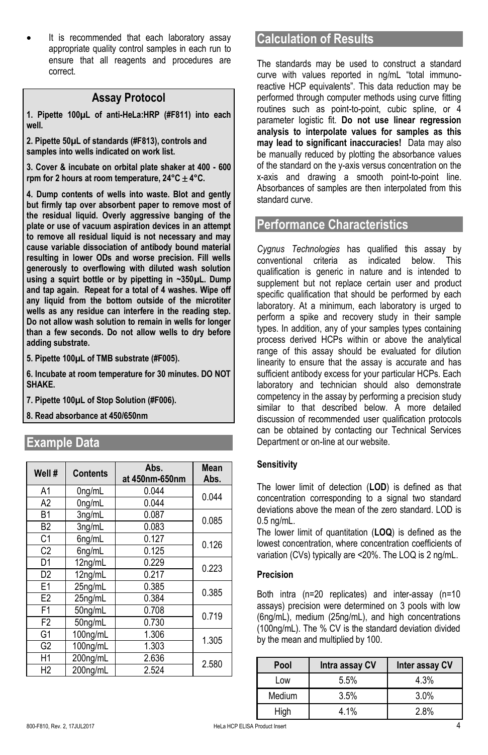- It is recommended that each laboratory assay appropriate quality control samples in each run to ensure that all reagents and procedures are correct.

## Assay Protocol

**1. Pipette 100µL of anti-HeLa:HRP (#F811) into each well.**

**2. Pipette 50µL of standards (#F813), controls and samples into wells indicated on work list.**

**3. Cover & incubate on orbital plate shaker at 400 - 600 rpm for 2 hours at room temperature, 24°C ± 4°C.**

**4. Dump contents of wells into waste. Blot and gently but firmly tap over absorbent paper to remove most of the residual liquid. Overly aggressive banging of the plate or use of vacuum aspiration devices in an attempt to remove all residual liquid is not necessary and may cause variable dissociation of antibody bound material resulting in lower ODs and worse precision. Fill wells generously to overflowing with diluted wash solution using a squirt bottle or by pipetting in ~350µL. Dump and tap again. Repeat for a total of 4 washes. Wipe off any liquid from the bottom outside of the microtiter wells as any residue can interfere in the reading step. Do not allow wash solution to remain in wells for longer than a few seconds. Do not allow wells to dry before adding substrate.**

**5. Pipette 100µL of TMB substrate (#F005).**

**6. Incubate at room temperature for 30 minutes. DO NOT SHAKE.**

**7. Pipette 100µL of Stop Solution (#F006).**

**8. Read absorbance at 450/650nm**

## Example Data

| Well # | Contents | Abs. at 450nm-650nm | Mean Abs. |
|---|---|---|---|
| A1 | 0ng/mL | 0.044 | 0.044 |
| A2 | 0ng/mL | 0.044 | |
| B1 | 3ng/mL | 0.087 | 0.085 |
| B2 | 3ng/mL | 0.083 | |
| C1 | 6ng/mL | 0.127 | 0.126 |
| C2 | 6ng/mL | 0.125 | |
| D1 | 12ng/mL | 0.229 | 0.223 |
| D2 | 12ng/mL | 0.217 | |
| E1 | 25ng/mL | 0.385 | 0.385 |
| E2 | 25ng/mL | 0.384 | |
| F1 | 50ng/mL | 0.708 | 0.719 |
| F2 | 50ng/mL | 0.730 | |
| G1 | 100ng/mL | 1.306 | 1.305 |
| G2 | 100ng/mL | 1.303 | |
| H1 | 200ng/mL | 2.636 | 2.580 |
| H2 | 200ng/mL | 2.524 | |

## Calculation of Results

The standards may be used to construct a standard curve with values reported in ng/mL "total immunoreactive HCP equivalents". This data reduction may be performed through computer methods using curve fitting routines such as point-to-point, cubic spline, or 4 parameter logistic fit. **Do not use linear regression analysis to interpolate values for samples as this may lead to significant inaccuracies!** Data may also be manually reduced by plotting the absorbance values of the standard on the y-axis versus concentration on the x-axis and drawing a smooth point-to-point line. Absorbances of samples are then interpolated from this standard curve.

## Performance Characteristics

*Cygnus Technologies* has qualified this assay by conventional criteria as indicated below. This qualification is generic in nature and is intended to supplement but not replace certain user and product specific qualification that should be performed by each laboratory. At a minimum, each laboratory is urged to perform a spike and recovery study in their sample types. In addition, any of your samples types containing process derived HCPs within or above the analytical range of this assay should be evaluated for dilution linearity to ensure that the assay is accurate and has sufficient antibody excess for your particular HCPs. Each laboratory and technician should also demonstrate competency in the assay by performing a precision study similar to that described below. A more detailed discussion of recommended user qualification protocols can be obtained by contacting our Technical Services Department or on-line at our website.

### Sensitivity

The lower limit of detection (**LOD**) is defined as that concentration corresponding to a signal two standard deviations above the mean of the zero standard. LOD is 0.5 ng/mL.

The lower limit of quantitation (**LOQ**) is defined as the lowest concentration, where concentration coefficients of variation (CVs) typically are <20%. The LOQ is 2 ng/mL.

### Precision

Both intra (n=20 replicates) and inter-assay (n=10 assays) precision were determined on 3 pools with low (6ng/mL), medium (25ng/mL), and high concentrations (100ng/mL). The % CV is the standard deviation divided by the mean and multiplied by 100.

| Pool | Intra assay CV | Inter assay CV |
|---|---|---|
| Low | 5.5% | 4.3% |
| Medium | 3.5% | 3.0% |
| High | 4.1% | 2.8% |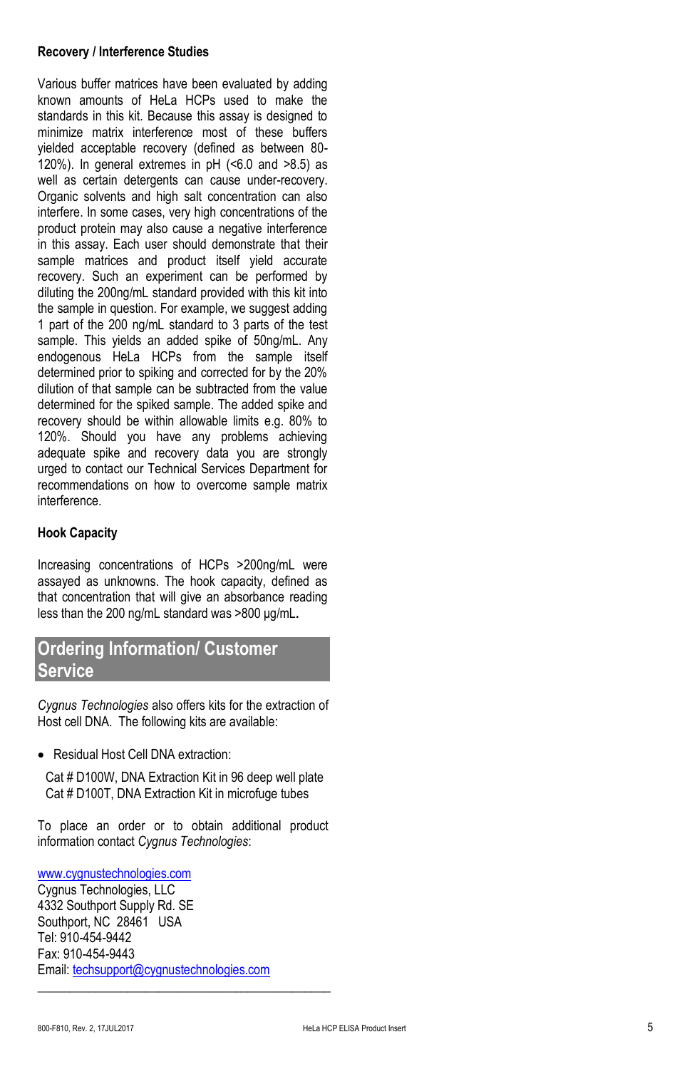**Recovery / Interference Studies**

Various buffer matrices have been evaluated by adding known amounts of HeLa HCPs used to make the standards in this kit. Because this assay is designed to minimize matrix interference most of these buffers yielded acceptable recovery (defined as between 80-120%). In general extremes in pH (<6.0 and >8.5) as well as certain detergents can cause under-recovery. Organic solvents and high salt concentration can also interfere. In some cases, very high concentrations of the product protein may also cause a negative interference in this assay. Each user should demonstrate that their sample matrices and product itself yield accurate recovery. Such an experiment can be performed by diluting the 200ng/mL standard provided with this kit into the sample in question. For example, we suggest adding 1 part of the 200 ng/mL standard to 3 parts of the test sample. This yields an added spike of 50ng/mL. Any endogenous HeLa HCPs from the sample itself determined prior to spiking and corrected for by the 20% dilution of that sample can be subtracted from the value determined for the spiked sample. The added spike and recovery should be within allowable limits e.g. 80% to 120%. Should you have any problems achieving adequate spike and recovery data you are strongly urged to contact our Technical Services Department for recommendations on how to overcome sample matrix interference.

**Hook Capacity**

Increasing concentrations of HCPs >200ng/mL were assayed as unknowns. The hook capacity, defined as that concentration that will give an absorbance reading less than the 200 ng/mL standard was >800 µg/mL**.**

## Ordering Information/ Customer Service

*Cygnus Technologies* also offers kits for the extraction of Host cell DNA. The following kits are available:

- Residual Host Cell DNA extraction:

  Cat # D100W, DNA Extraction Kit in 96 deep well plate
  Cat # D100T, DNA Extraction Kit in microfuge tubes

To place an order or to obtain additional product information contact *Cygnus Technologies*:

www.cygnustechnologies.com
Cygnus Technologies, LLC
4332 Southport Supply Rd. SE
Southport, NC 28461 USA
Tel: 910-454-9442
Fax: 910-454-9443
Email: techsupport@cygnustechnologies.com